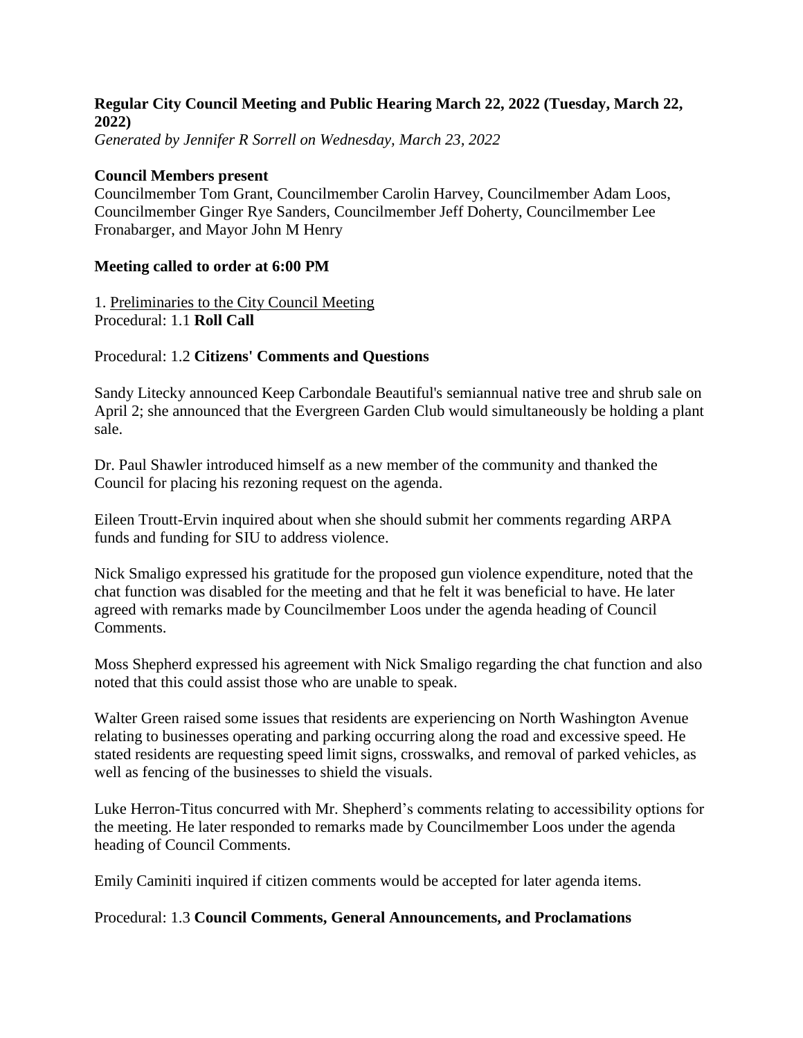**Regular City Council Meeting and Public Hearing March 22, 2022 (Tuesday, March 22, 2022)**

*Generated by Jennifer R Sorrell on Wednesday, March 23, 2022*

**Council Members present**

Councilmember Tom Grant, Councilmember Carolin Harvey, Councilmember Adam Loos, Councilmember Ginger Rye Sanders, Councilmember Jeff Doherty, Councilmember Lee Fronabarger, and Mayor John M Henry

**Meeting called to order at 6:00 PM**

1. Preliminaries to the City Council Meeting

Procedural: 1.1 **Roll Call**

Procedural: 1.2 **Citizens' Comments and Questions**

Sandy Litecky announced Keep Carbondale Beautiful's semiannual native tree and shrub sale on April 2; she announced that the Evergreen Garden Club would simultaneously be holding a plant sale.

Dr. Paul Shawler introduced himself as a new member of the community and thanked the Council for placing his rezoning request on the agenda.

Eileen Troutt-Ervin inquired about when she should submit her comments regarding ARPA funds and funding for SIU to address violence.

Nick Smaligo expressed his gratitude for the proposed gun violence expenditure, noted that the chat function was disabled for the meeting and that he felt it was beneficial to have. He later agreed with remarks made by Councilmember Loos under the agenda heading of Council Comments.

Moss Shepherd expressed his agreement with Nick Smaligo regarding the chat function and also noted that this could assist those who are unable to speak.

Walter Green raised some issues that residents are experiencing on North Washington Avenue relating to businesses operating and parking occurring along the road and excessive speed. He stated residents are requesting speed limit signs, crosswalks, and removal of parked vehicles, as well as fencing of the businesses to shield the visuals.

Luke Herron-Titus concurred with Mr. Shepherd's comments relating to accessibility options for the meeting. He later responded to remarks made by Councilmember Loos under the agenda heading of Council Comments.

Emily Caminiti inquired if citizen comments would be accepted for later agenda items.

Procedural: 1.3 **Council Comments, General Announcements, and Proclamations**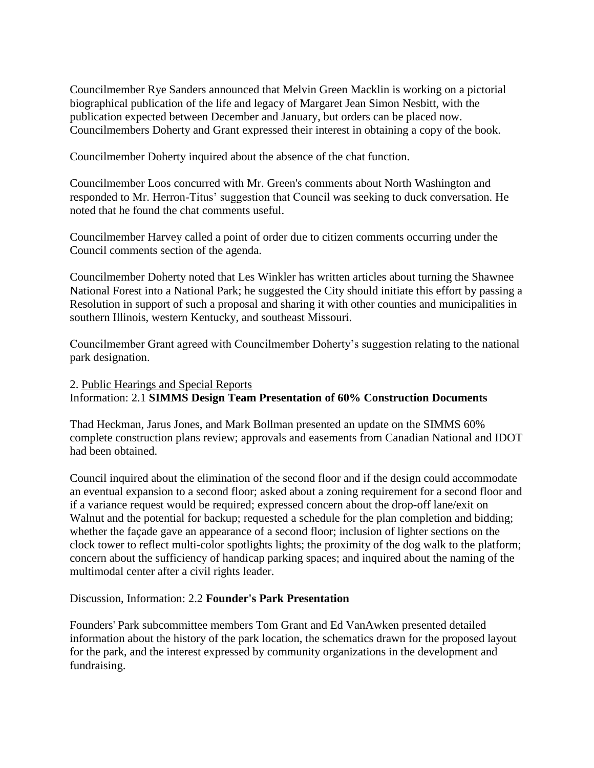Councilmember Rye Sanders announced that Melvin Green Macklin is working on a pictorial biographical publication of the life and legacy of Margaret Jean Simon Nesbitt, with the publication expected between December and January, but orders can be placed now. Councilmembers Doherty and Grant expressed their interest in obtaining a copy of the book.

Councilmember Doherty inquired about the absence of the chat function.

Councilmember Loos concurred with Mr. Green's comments about North Washington and responded to Mr. Herron-Titus' suggestion that Council was seeking to duck conversation. He noted that he found the chat comments useful.

Councilmember Harvey called a point of order due to citizen comments occurring under the Council comments section of the agenda.

Councilmember Doherty noted that Les Winkler has written articles about turning the Shawnee National Forest into a National Park; he suggested the City should initiate this effort by passing a Resolution in support of such a proposal and sharing it with other counties and municipalities in southern Illinois, western Kentucky, and southeast Missouri.

Councilmember Grant agreed with Councilmember Doherty's suggestion relating to the national park designation.

2. Public Hearings and Special Reports

Information: 2.1 **SIMMS Design Team Presentation of 60% Construction Documents**

Thad Heckman, Jarus Jones, and Mark Bollman presented an update on the SIMMS 60% complete construction plans review; approvals and easements from Canadian National and IDOT had been obtained.

Council inquired about the elimination of the second floor and if the design could accommodate an eventual expansion to a second floor; asked about a zoning requirement for a second floor and if a variance request would be required; expressed concern about the drop-off lane/exit on Walnut and the potential for backup; requested a schedule for the plan completion and bidding; whether the façade gave an appearance of a second floor; inclusion of lighter sections on the clock tower to reflect multi-color spotlights lights; the proximity of the dog walk to the platform; concern about the sufficiency of handicap parking spaces; and inquired about the naming of the multimodal center after a civil rights leader.

Discussion, Information: 2.2 **Founder's Park Presentation**

Founders' Park subcommittee members Tom Grant and Ed VanAwken presented detailed information about the history of the park location, the schematics drawn for the proposed layout for the park, and the interest expressed by community organizations in the development and fundraising.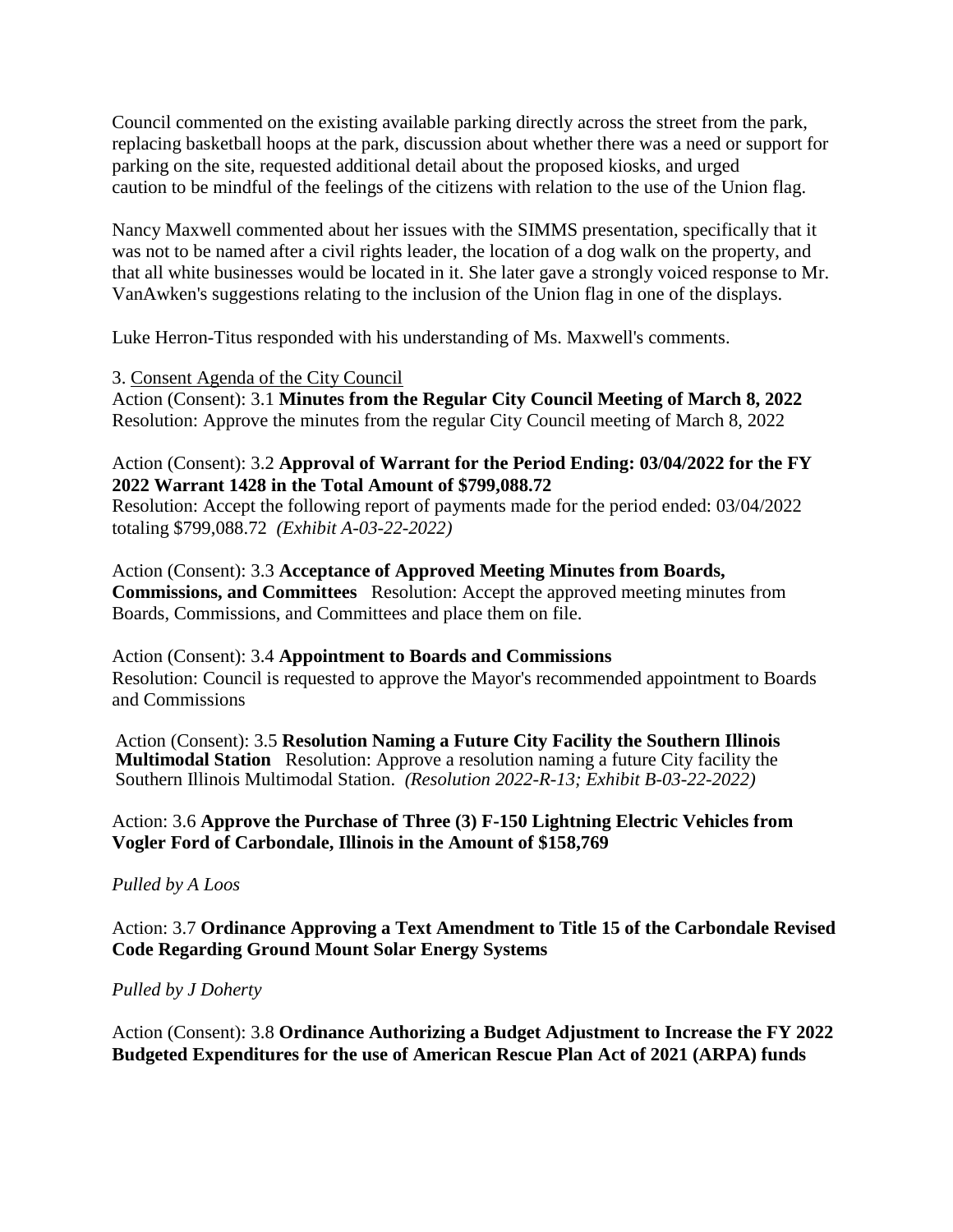Council commented on the existing available parking directly across the street from the park, replacing basketball hoops at the park, discussion about whether there was a need or support for parking on the site, requested additional detail about the proposed kiosks, and urged caution to be mindful of the feelings of the citizens with relation to the use of the Union flag.

Nancy Maxwell commented about her issues with the SIMMS presentation, specifically that it was not to be named after a civil rights leader, the location of a dog walk on the property, and that all white businesses would be located in it. She later gave a strongly voiced response to Mr. VanAwken's suggestions relating to the inclusion of the Union flag in one of the displays.

Luke Herron-Titus responded with his understanding of Ms. Maxwell's comments.

3. Consent Agenda of the City Council

Action (Consent): 3.1 **Minutes from the Regular City Council Meeting of March 8, 2022**
Resolution: Approve the minutes from the regular City Council meeting of March 8, 2022

Action (Consent): 3.2 **Approval of Warrant for the Period Ending: 03/04/2022 for the FY 2022 Warrant 1428 in the Total Amount of $799,088.72**
Resolution: Accept the following report of payments made for the period ended: 03/04/2022 totaling $799,088.72 *(Exhibit A-03-22-2022)*

Action (Consent): 3.3 **Acceptance of Approved Meeting Minutes from Boards, Commissions, and Committees** Resolution: Accept the approved meeting minutes from Boards, Commissions, and Committees and place them on file.

Action (Consent): 3.4 **Appointment to Boards and Commissions**
Resolution: Council is requested to approve the Mayor's recommended appointment to Boards and Commissions

Action (Consent): 3.5 **Resolution Naming a Future City Facility the Southern Illinois Multimodal Station** Resolution: Approve a resolution naming a future City facility the Southern Illinois Multimodal Station. *(Resolution 2022-R-13; Exhibit B-03-22-2022)*

Action: 3.6 **Approve the Purchase of Three (3) F-150 Lightning Electric Vehicles from Vogler Ford of Carbondale, Illinois in the Amount of $158,769**

*Pulled by A Loos*

Action: 3.7 **Ordinance Approving a Text Amendment to Title 15 of the Carbondale Revised Code Regarding Ground Mount Solar Energy Systems**

*Pulled by J Doherty*

Action (Consent): 3.8 **Ordinance Authorizing a Budget Adjustment to Increase the FY 2022 Budgeted Expenditures for the use of American Rescue Plan Act of 2021 (ARPA) funds**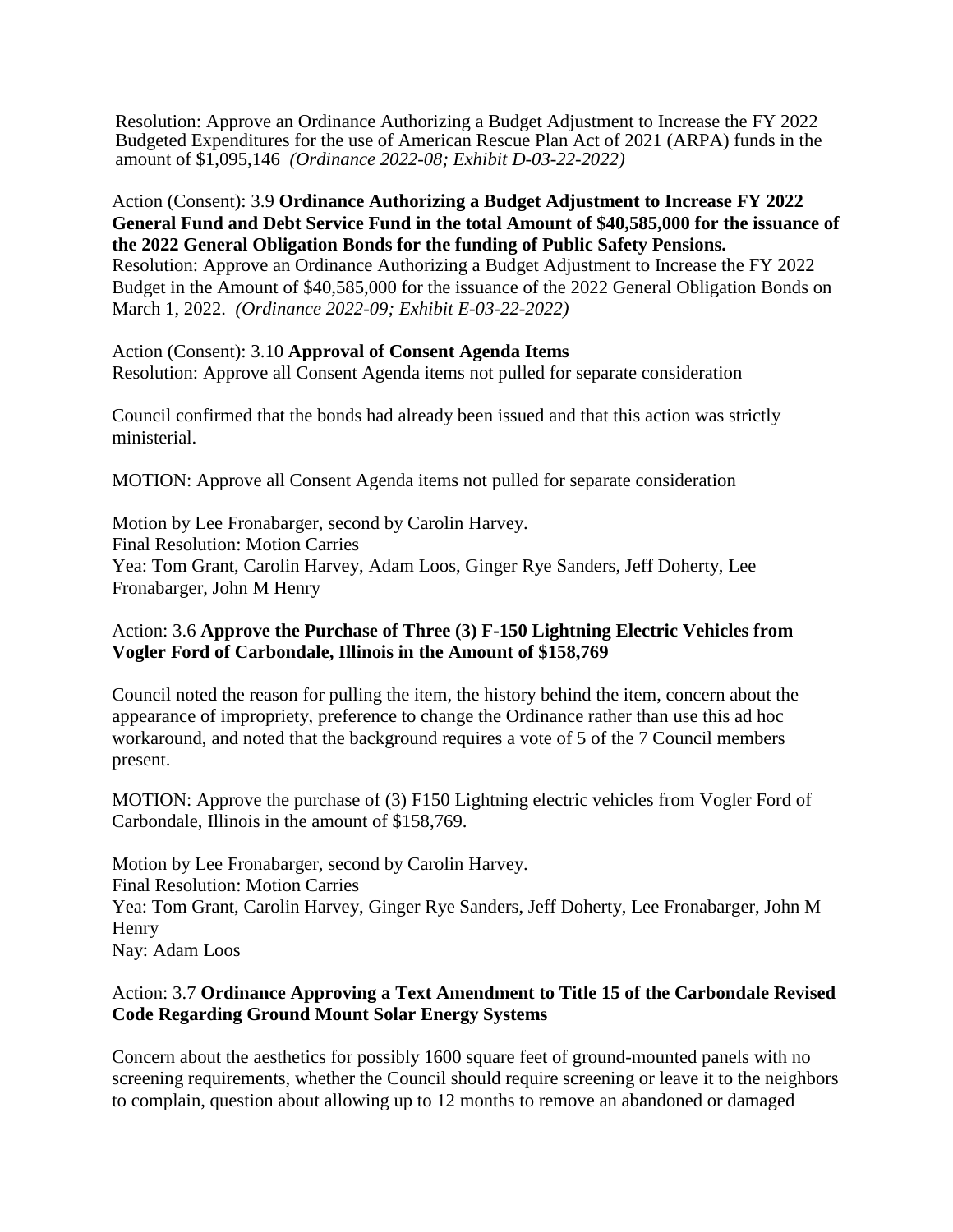Resolution: Approve an Ordinance Authorizing a Budget Adjustment to Increase the FY 2022 Budgeted Expenditures for the use of American Rescue Plan Act of 2021 (ARPA) funds in the amount of $1,095,146 *(Ordinance 2022-08; Exhibit D-03-22-2022)*

Action (Consent): 3.9 **Ordinance Authorizing a Budget Adjustment to Increase FY 2022 General Fund and Debt Service Fund in the total Amount of $40,585,000 for the issuance of the 2022 General Obligation Bonds for the funding of Public Safety Pensions.**
Resolution: Approve an Ordinance Authorizing a Budget Adjustment to Increase the FY 2022 Budget in the Amount of $40,585,000 for the issuance of the 2022 General Obligation Bonds on March 1, 2022. *(Ordinance 2022-09; Exhibit E-03-22-2022)*

Action (Consent): 3.10 **Approval of Consent Agenda Items**
Resolution: Approve all Consent Agenda items not pulled for separate consideration

Council confirmed that the bonds had already been issued and that this action was strictly ministerial.

MOTION: Approve all Consent Agenda items not pulled for separate consideration

Motion by Lee Fronabarger, second by Carolin Harvey.
Final Resolution: Motion Carries
Yea: Tom Grant, Carolin Harvey, Adam Loos, Ginger Rye Sanders, Jeff Doherty, Lee Fronabarger, John M Henry

Action: 3.6 **Approve the Purchase of Three (3) F-150 Lightning Electric Vehicles from Vogler Ford of Carbondale, Illinois in the Amount of $158,769**

Council noted the reason for pulling the item, the history behind the item, concern about the appearance of impropriety, preference to change the Ordinance rather than use this ad hoc workaround, and noted that the background requires a vote of 5 of the 7 Council members present.

MOTION: Approve the purchase of (3) F150 Lightning electric vehicles from Vogler Ford of Carbondale, Illinois in the amount of $158,769.

Motion by Lee Fronabarger, second by Carolin Harvey.
Final Resolution: Motion Carries
Yea: Tom Grant, Carolin Harvey, Ginger Rye Sanders, Jeff Doherty, Lee Fronabarger, John M Henry
Nay: Adam Loos

Action: 3.7 **Ordinance Approving a Text Amendment to Title 15 of the Carbondale Revised Code Regarding Ground Mount Solar Energy Systems**

Concern about the aesthetics for possibly 1600 square feet of ground-mounted panels with no screening requirements, whether the Council should require screening or leave it to the neighbors to complain, question about allowing up to 12 months to remove an abandoned or damaged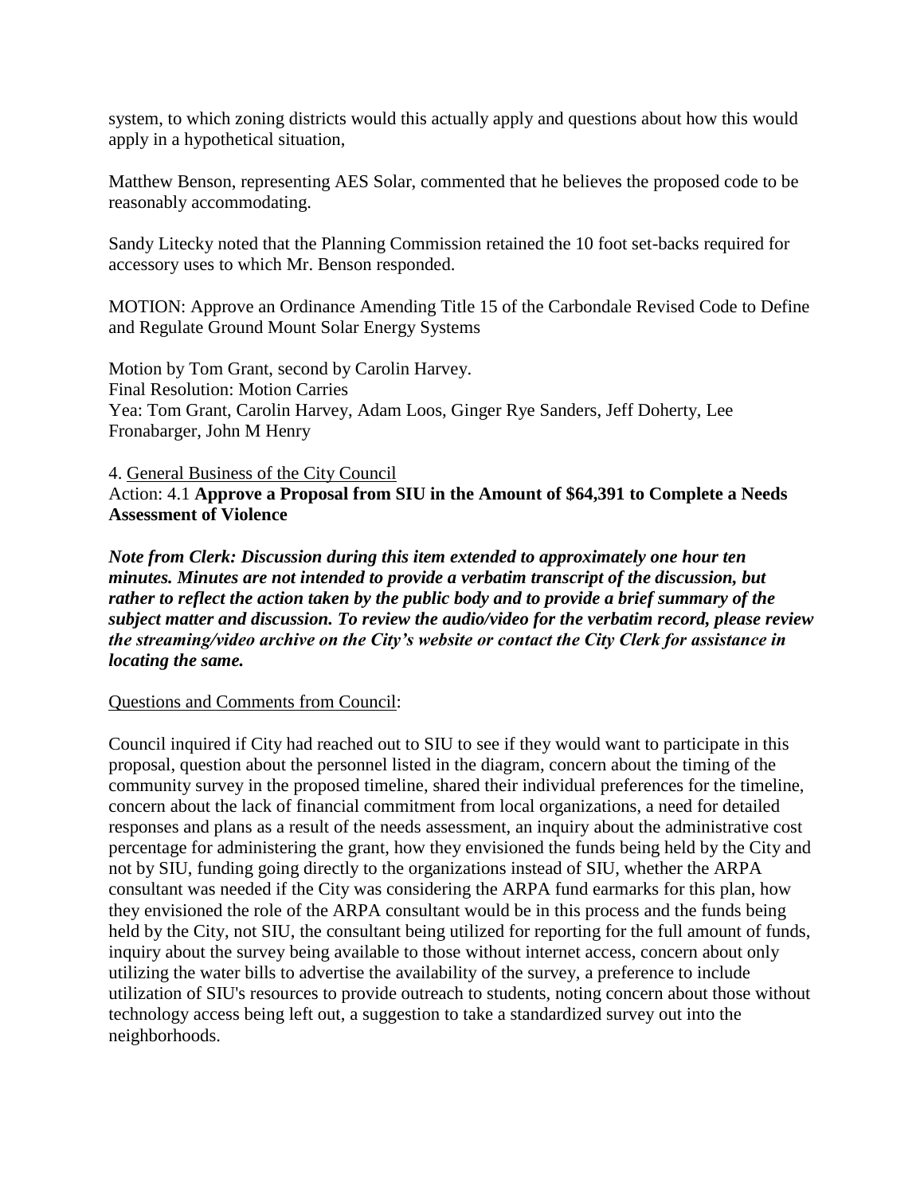system, to which zoning districts would this actually apply and questions about how this would apply in a hypothetical situation,

Matthew Benson, representing AES Solar, commented that he believes the proposed code to be reasonably accommodating.

Sandy Litecky noted that the Planning Commission retained the 10 foot set-backs required for accessory uses to which Mr. Benson responded.

MOTION: Approve an Ordinance Amending Title 15 of the Carbondale Revised Code to Define and Regulate Ground Mount Solar Energy Systems

Motion by Tom Grant, second by Carolin Harvey.
Final Resolution: Motion Carries
Yea: Tom Grant, Carolin Harvey, Adam Loos, Ginger Rye Sanders, Jeff Doherty, Lee Fronabarger, John M Henry

4. General Business of the City Council
Action: 4.1 **Approve a Proposal from SIU in the Amount of $64,391 to Complete a Needs Assessment of Violence**

***Note from Clerk: Discussion during this item extended to approximately one hour ten minutes. Minutes are not intended to provide a verbatim transcript of the discussion, but rather to reflect the action taken by the public body and to provide a brief summary of the subject matter and discussion. To review the audio/video for the verbatim record, please review the streaming/video archive on the City's website or contact the City Clerk for assistance in locating the same.***

Questions and Comments from Council:

Council inquired if City had reached out to SIU to see if they would want to participate in this proposal, question about the personnel listed in the diagram, concern about the timing of the community survey in the proposed timeline, shared their individual preferences for the timeline, concern about the lack of financial commitment from local organizations, a need for detailed responses and plans as a result of the needs assessment, an inquiry about the administrative cost percentage for administering the grant, how they envisioned the funds being held by the City and not by SIU, funding going directly to the organizations instead of SIU, whether the ARPA consultant was needed if the City was considering the ARPA fund earmarks for this plan, how they envisioned the role of the ARPA consultant would be in this process and the funds being held by the City, not SIU, the consultant being utilized for reporting for the full amount of funds, inquiry about the survey being available to those without internet access, concern about only utilizing the water bills to advertise the availability of the survey, a preference to include utilization of SIU's resources to provide outreach to students, noting concern about those without technology access being left out, a suggestion to take a standardized survey out into the neighborhoods.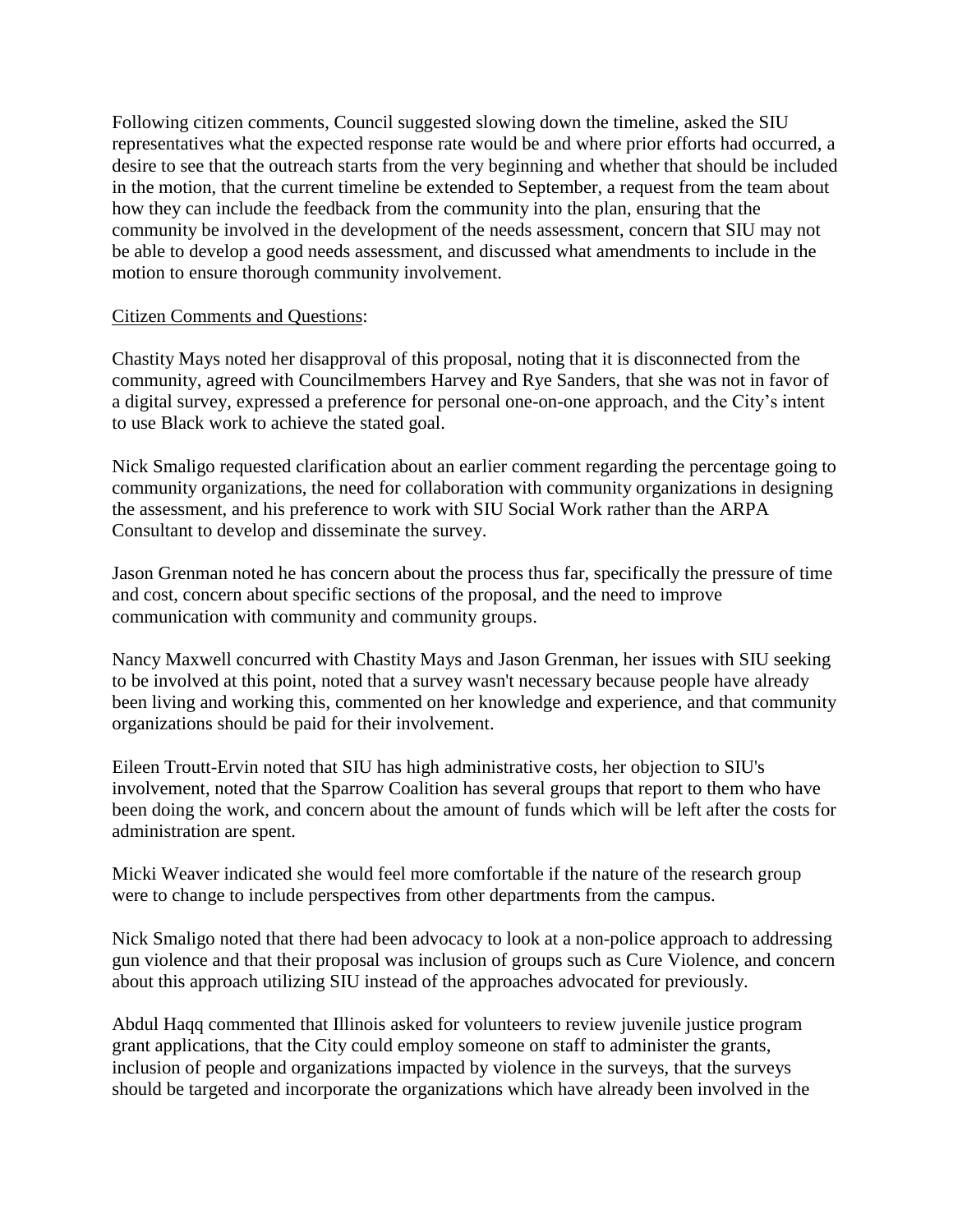Following citizen comments, Council suggested slowing down the timeline, asked the SIU representatives what the expected response rate would be and where prior efforts had occurred, a desire to see that the outreach starts from the very beginning and whether that should be included in the motion, that the current timeline be extended to September, a request from the team about how they can include the feedback from the community into the plan, ensuring that the community be involved in the development of the needs assessment, concern that SIU may not be able to develop a good needs assessment, and discussed what amendments to include in the motion to ensure thorough community involvement.

<u>Citizen Comments and Questions</u>:

Chastity Mays noted her disapproval of this proposal, noting that it is disconnected from the community, agreed with Councilmembers Harvey and Rye Sanders, that she was not in favor of a digital survey, expressed a preference for personal one-on-one approach, and the City's intent to use Black work to achieve the stated goal.

Nick Smaligo requested clarification about an earlier comment regarding the percentage going to community organizations, the need for collaboration with community organizations in designing the assessment, and his preference to work with SIU Social Work rather than the ARPA Consultant to develop and disseminate the survey.

Jason Grenman noted he has concern about the process thus far, specifically the pressure of time and cost, concern about specific sections of the proposal, and the need to improve communication with community and community groups.

Nancy Maxwell concurred with Chastity Mays and Jason Grenman, her issues with SIU seeking to be involved at this point, noted that a survey wasn't necessary because people have already been living and working this, commented on her knowledge and experience, and that community organizations should be paid for their involvement.

Eileen Troutt-Ervin noted that SIU has high administrative costs, her objection to SIU's involvement, noted that the Sparrow Coalition has several groups that report to them who have been doing the work, and concern about the amount of funds which will be left after the costs for administration are spent.

Micki Weaver indicated she would feel more comfortable if the nature of the research group were to change to include perspectives from other departments from the campus.

Nick Smaligo noted that there had been advocacy to look at a non-police approach to addressing gun violence and that their proposal was inclusion of groups such as Cure Violence, and concern about this approach utilizing SIU instead of the approaches advocated for previously.

Abdul Haqq commented that Illinois asked for volunteers to review juvenile justice program grant applications, that the City could employ someone on staff to administer the grants, inclusion of people and organizations impacted by violence in the surveys, that the surveys should be targeted and incorporate the organizations which have already been involved in the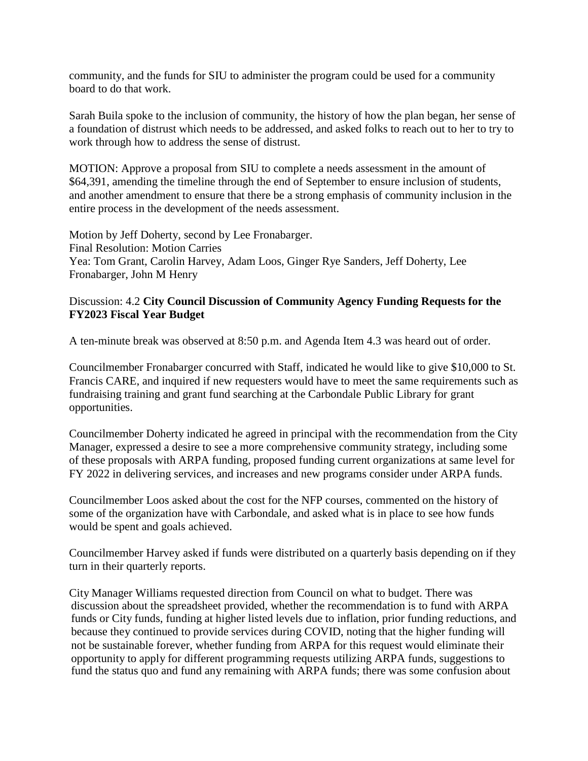community, and the funds for SIU to administer the program could be used for a community board to do that work.

Sarah Buila spoke to the inclusion of community, the history of how the plan began, her sense of a foundation of distrust which needs to be addressed, and asked folks to reach out to her to try to work through how to address the sense of distrust.

MOTION: Approve a proposal from SIU to complete a needs assessment in the amount of $64,391, amending the timeline through the end of September to ensure inclusion of students, and another amendment to ensure that there be a strong emphasis of community inclusion in the entire process in the development of the needs assessment.

Motion by Jeff Doherty, second by Lee Fronabarger.
Final Resolution: Motion Carries
Yea: Tom Grant, Carolin Harvey, Adam Loos, Ginger Rye Sanders, Jeff Doherty, Lee Fronabarger, John M Henry

Discussion: 4.2 **City Council Discussion of Community Agency Funding Requests for the FY2023 Fiscal Year Budget**

A ten-minute break was observed at 8:50 p.m. and Agenda Item 4.3 was heard out of order.

Councilmember Fronabarger concurred with Staff, indicated he would like to give $10,000 to St. Francis CARE, and inquired if new requesters would have to meet the same requirements such as fundraising training and grant fund searching at the Carbondale Public Library for grant opportunities.

Councilmember Doherty indicated he agreed in principal with the recommendation from the City Manager, expressed a desire to see a more comprehensive community strategy, including some of these proposals with ARPA funding, proposed funding current organizations at same level for FY 2022 in delivering services, and increases and new programs consider under ARPA funds.

Councilmember Loos asked about the cost for the NFP courses, commented on the history of some of the organization have with Carbondale, and asked what is in place to see how funds would be spent and goals achieved.

Councilmember Harvey asked if funds were distributed on a quarterly basis depending on if they turn in their quarterly reports.

City Manager Williams requested direction from Council on what to budget. There was discussion about the spreadsheet provided, whether the recommendation is to fund with ARPA funds or City funds, funding at higher listed levels due to inflation, prior funding reductions, and because they continued to provide services during COVID, noting that the higher funding will not be sustainable forever, whether funding from ARPA for this request would eliminate their opportunity to apply for different programming requests utilizing ARPA funds, suggestions to fund the status quo and fund any remaining with ARPA funds; there was some confusion about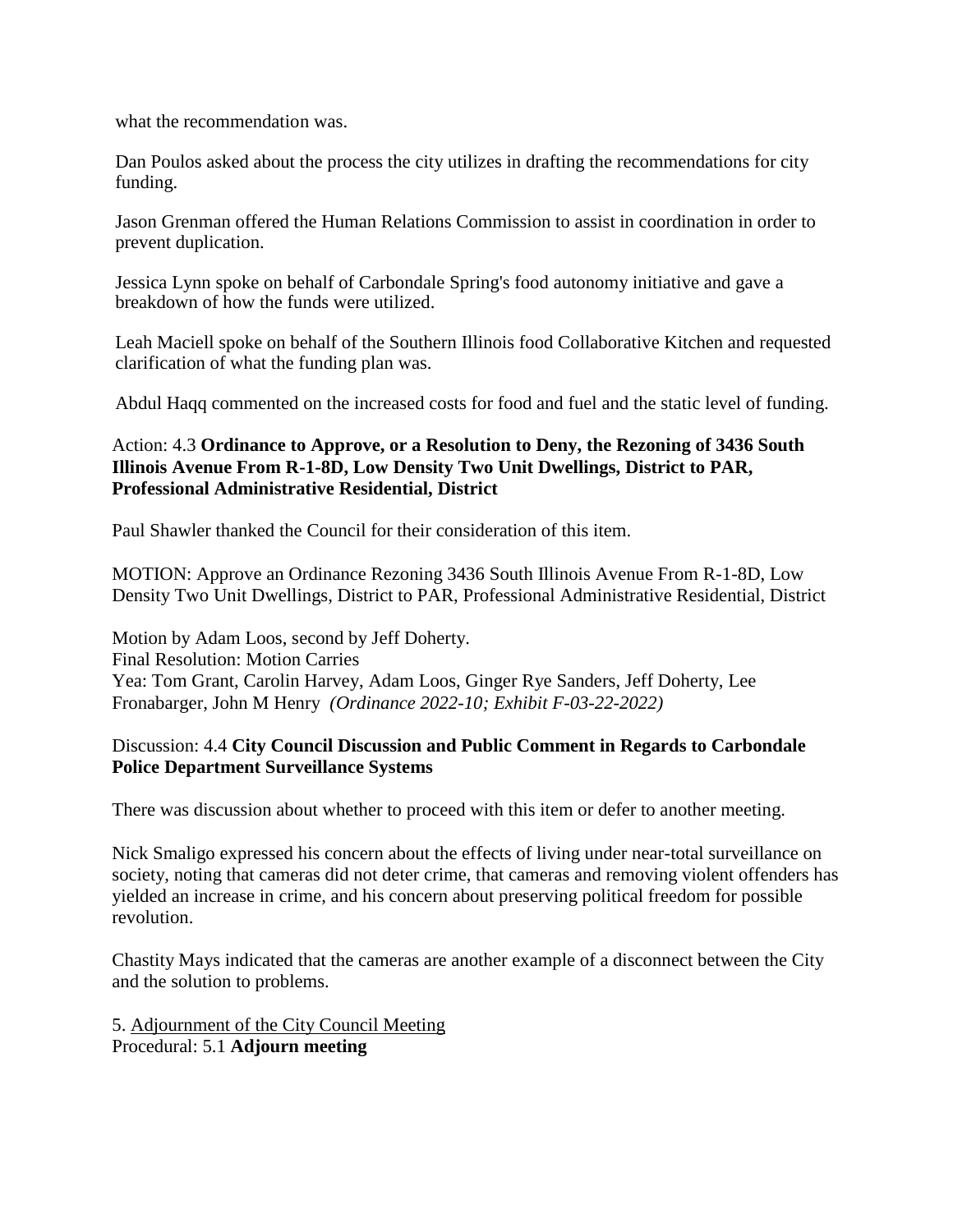what the recommendation was.

Dan Poulos asked about the process the city utilizes in drafting the recommendations for city funding.

Jason Grenman offered the Human Relations Commission to assist in coordination in order to prevent duplication.

Jessica Lynn spoke on behalf of Carbondale Spring's food autonomy initiative and gave a breakdown of how the funds were utilized.

Leah Maciell spoke on behalf of the Southern Illinois food Collaborative Kitchen and requested clarification of what the funding plan was.

Abdul Haqq commented on the increased costs for food and fuel and the static level of funding.

Action: 4.3 **Ordinance to Approve, or a Resolution to Deny, the Rezoning of 3436 South Illinois Avenue From R-1-8D, Low Density Two Unit Dwellings, District to PAR, Professional Administrative Residential, District**

Paul Shawler thanked the Council for their consideration of this item.

MOTION: Approve an Ordinance Rezoning 3436 South Illinois Avenue From R-1-8D, Low Density Two Unit Dwellings, District to PAR, Professional Administrative Residential, District

Motion by Adam Loos, second by Jeff Doherty.
Final Resolution: Motion Carries
Yea: Tom Grant, Carolin Harvey, Adam Loos, Ginger Rye Sanders, Jeff Doherty, Lee Fronabarger, John M Henry *(Ordinance 2022-10; Exhibit F-03-22-2022)*

Discussion: 4.4 **City Council Discussion and Public Comment in Regards to Carbondale Police Department Surveillance Systems**

There was discussion about whether to proceed with this item or defer to another meeting.

Nick Smaligo expressed his concern about the effects of living under near-total surveillance on society, noting that cameras did not deter crime, that cameras and removing violent offenders has yielded an increase in crime, and his concern about preserving political freedom for possible revolution.

Chastity Mays indicated that the cameras are another example of a disconnect between the City and the solution to problems.

5. Adjournment of the City Council Meeting
Procedural: 5.1 **Adjourn meeting**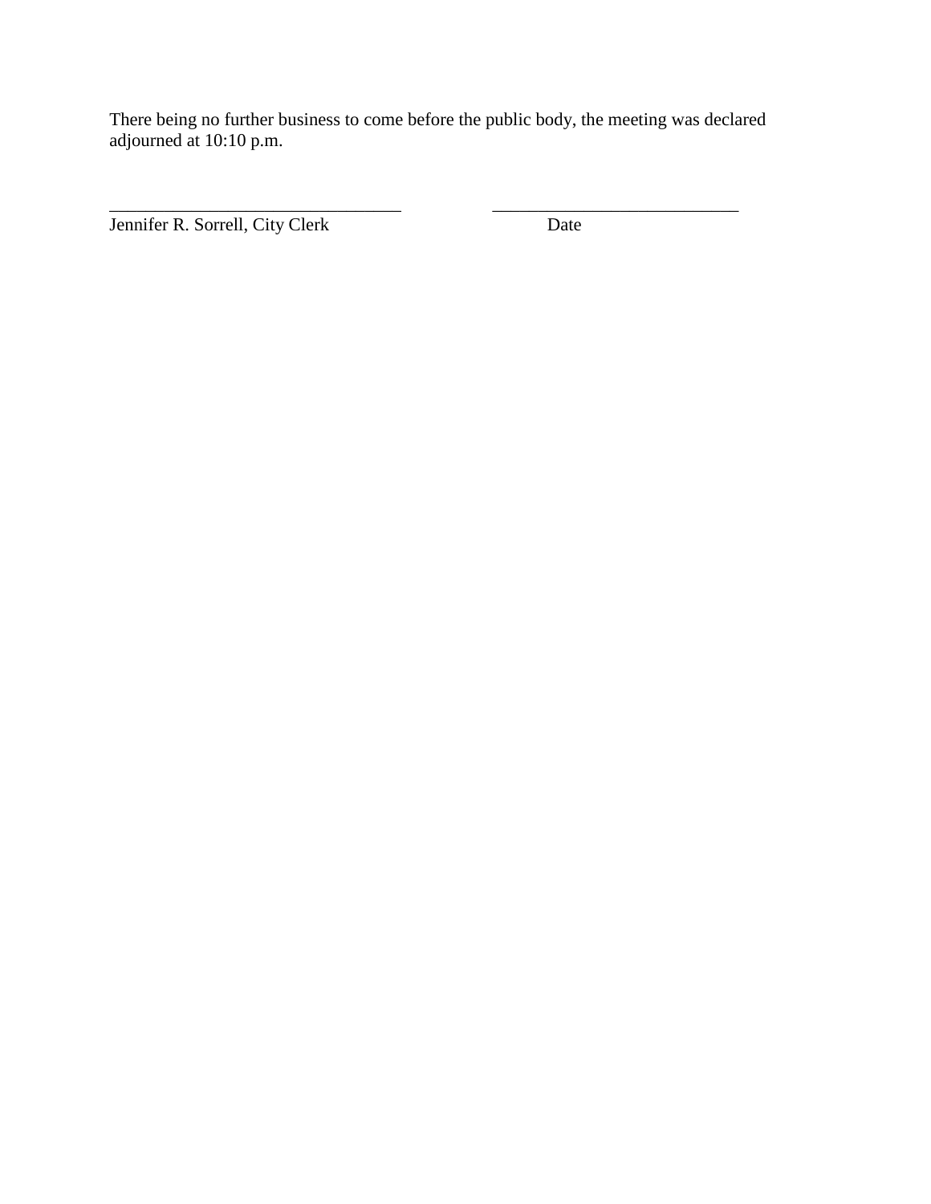There being no further business to come before the public body, the meeting was declared adjourned at 10:10 p.m.

\_\_\_\_\_\_\_\_\_\_\_\_\_\_\_\_\_\_\_\_\_\_\_\_\_\_\_\_\_\_\_\_ \_\_\_\_\_\_\_\_\_\_\_\_\_\_\_\_\_\_\_\_\_\_\_\_\_\_\_

Jennifer R. Sorrell, City Clerk Date